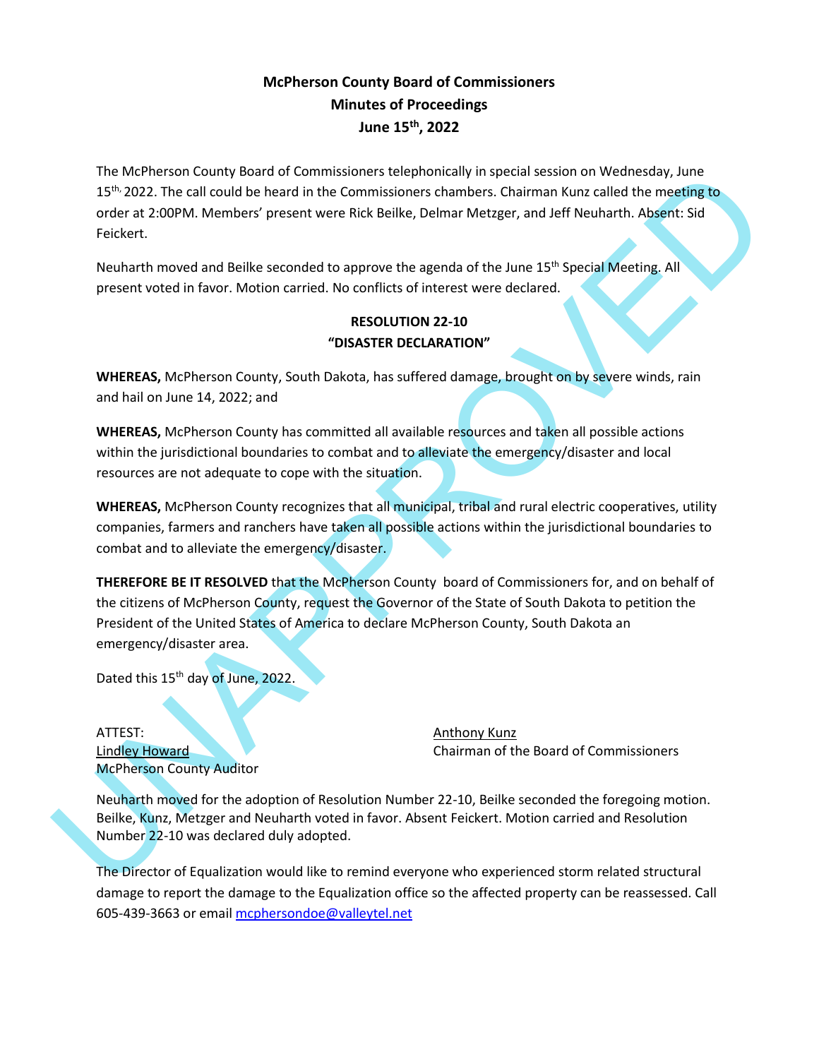**McPherson County Board of Commissioners**
**Minutes of Proceedings**
**June 15th, 2022**

The McPherson County Board of Commissioners telephonically in special session on Wednesday, June 15th, 2022. The call could be heard in the Commissioners chambers. Chairman Kunz called the meeting to order at 2:00PM. Members' present were Rick Beilke, Delmar Metzger, and Jeff Neuharth. Absent: Sid Feickert.

Neuharth moved and Beilke seconded to approve the agenda of the June 15th Special Meeting. All present voted in favor. Motion carried. No conflicts of interest were declared.

**RESOLUTION 22-10**
**"DISASTER DECLARATION"**

**WHEREAS,** McPherson County, South Dakota, has suffered damage, brought on by severe winds, rain and hail on June 14, 2022; and

**WHEREAS,** McPherson County has committed all available resources and taken all possible actions within the jurisdictional boundaries to combat and to alleviate the emergency/disaster and local resources are not adequate to cope with the situation.

**WHEREAS,** McPherson County recognizes that all municipal, tribal and rural electric cooperatives, utility companies, farmers and ranchers have taken all possible actions within the jurisdictional boundaries to combat and to alleviate the emergency/disaster.

**THEREFORE BE IT RESOLVED** that the McPherson County board of Commissioners for, and on behalf of the citizens of McPherson County, request the Governor of the State of South Dakota to petition the President of the United States of America to declare McPherson County, South Dakota an emergency/disaster area.

Dated this 15th day of June, 2022.

ATTEST:
Lindley Howard
McPherson County Auditor

Anthony Kunz
Chairman of the Board of Commissioners

Neuharth moved for the adoption of Resolution Number 22-10, Beilke seconded the foregoing motion. Beilke, Kunz, Metzger and Neuharth voted in favor. Absent Feickert. Motion carried and Resolution Number 22-10 was declared duly adopted.

The Director of Equalization would like to remind everyone who experienced storm related structural damage to report the damage to the Equalization office so the affected property can be reassessed. Call 605-439-3663 or email mcphersondoe@valleytel.net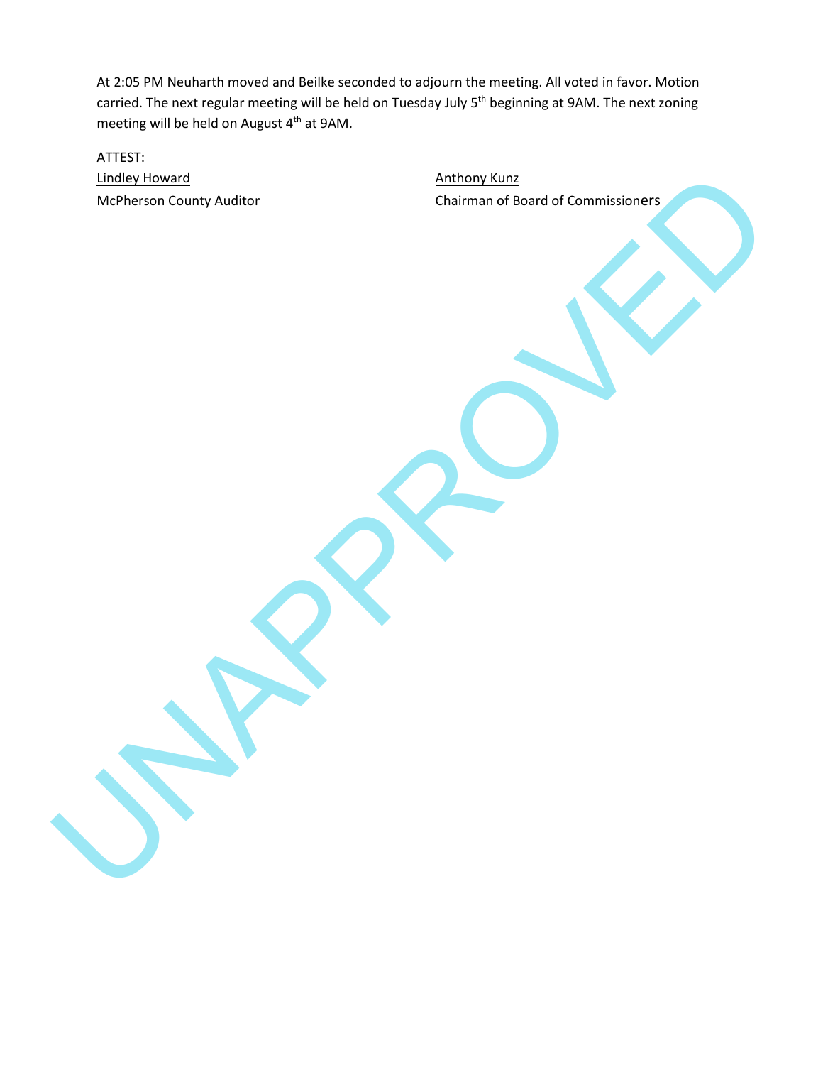At 2:05 PM Neuharth moved and Beilke seconded to adjourn the meeting. All voted in favor. Motion carried. The next regular meeting will be held on Tuesday July 5th beginning at 9AM. The next zoning meeting will be held on August 4th at 9AM.

ATTEST:

| | |
|---|---|
| Lindley Howard | Anthony Kunz |
| McPherson County Auditor | Chairman of Board of Commissioners |

UNAPPROVED